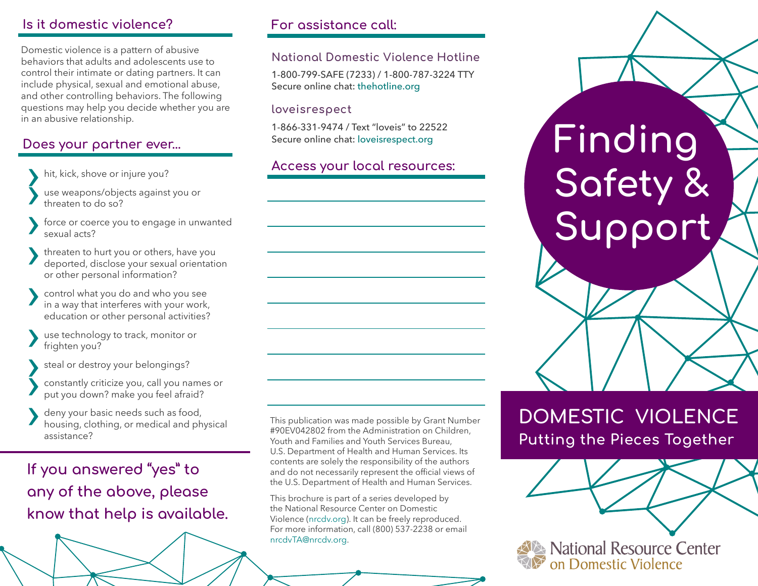## Is it domestic violence?

Domestic violence is a pattern of abusive behaviors that adults and adolescents use to control their intimate or dating partners. It can include physical, sexual and emotional abuse, and other controlling behaviors. The following questions may help you decide whether you are in an abusive relationship.

## Does your partner ever...

- hit, kick, shove or injure you?
- use weapons/objects against you or threaten to do so?
- force or coerce you to engage in unwanted sexual acts?
- threaten to hurt you or others, have you deported, disclose your sexual orientation or other personal information?
- control what you do and who you see in a way that interferes with your work, education or other personal activities?
- use technology to track, monitor or frighten you?
- steal or destroy your belongings?
- constantly criticize you, call you names or put you down? make you feel afraid?
- deny your basic needs such as food, housing, clothing, or medical and physical assistance?

**If you answered "yes" to any of the above, please know that help is available.**

## For assistance call:

### National Domestic Violence Hotline

1-800-799-SAFE (7233) / 1-800-787-3224 TTY
Secure online chat: thehotline.org

### loveisrespect

1-866-331-9474 / Text "loveis" to 22522
Secure online chat: loveisrespect.org

## Access your local resources:

This publication was made possible by Grant Number #90EV042802 from the Administration on Children, Youth and Families and Youth Services Bureau, U.S. Department of Health and Human Services. Its contents are solely the responsibility of the authors and do not necessarily represent the official views of the U.S. Department of Health and Human Services.

This brochure is part of a series developed by the National Resource Center on Domestic Violence (nrcdv.org). It can be freely reproduced. For more information, call (800) 537-2238 or email nrcdvTA@nrcdv.org.

# Finding Safety & Support

## DOMESTIC VIOLENCE
### Putting the Pieces Together

National Resource Center on Domestic Violence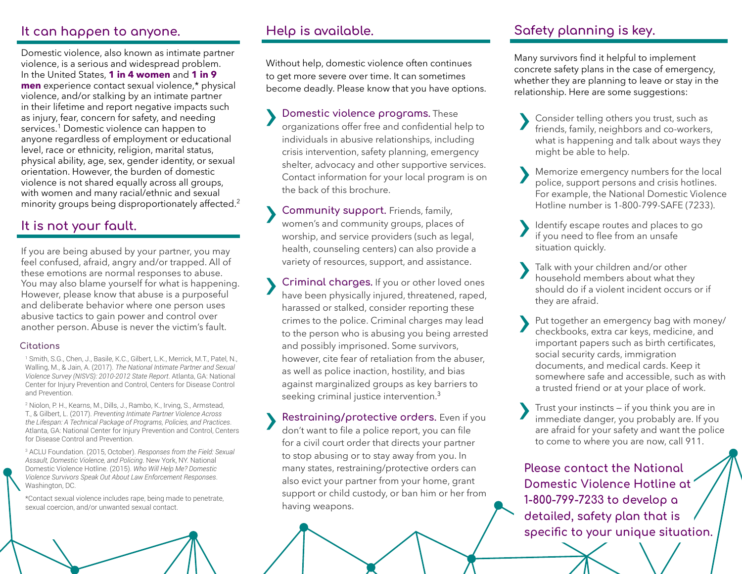## It can happen to anyone.

Domestic violence, also known as intimate partner violence, is a serious and widespread problem. In the United States, **1 in 4 women** and **1 in 9 men** experience contact sexual violence,* physical violence, and/or stalking by an intimate partner in their lifetime and report negative impacts such as injury, fear, concern for safety, and needing services.[1] Domestic violence can happen to anyone regardless of employment or educational level, race or ethnicity, religion, marital status, physical ability, age, sex, gender identity, or sexual orientation. However, the burden of domestic violence is not shared equally across all groups, with women and many racial/ethnic and sexual minority groups being disproportionately affected.[2]

## It is not your fault.

If you are being abused by your partner, you may feel confused, afraid, angry and/or trapped. All of these emotions are normal responses to abuse. You may also blame yourself for what is happening. However, please know that abuse is a purposeful and deliberate behavior where one person uses abusive tactics to gain power and control over another person. Abuse is never the victim's fault.

### Citations

[1] Smith, S.G., Chen, J., Basile, K.C., Gilbert, L.K., Merrick, M.T., Patel, N., Walling, M., & Jain, A. (2017). *The National Intimate Partner and Sexual Violence Survey (NISVS): 2010-2012 State Report*. Atlanta, GA: National Center for Injury Prevention and Control, Centers for Disease Control and Prevention.

[2] Niolon, P. H., Kearns, M., Dills, J., Rambo, K., Irving, S., Armstead, T., & Gilbert, L. (2017). *Preventing Intimate Partner Violence Across the Lifespan: A Technical Package of Programs, Policies, and Practices*. Atlanta, GA: National Center for Injury Prevention and Control, Centers for Disease Control and Prevention.

[3] ACLU Foundation. (2015, October). *Responses from the Field: Sexual Assault, Domestic Violence, and Policing*. New York, NY. National Domestic Violence Hotline. (2015). *Who Will Help Me? Domestic Violence Survivors Speak Out About Law Enforcement Responses*. Washington, DC.

*Contact sexual violence includes rape, being made to penetrate, sexual coercion, and/or unwanted sexual contact.

## Help is available.

Without help, domestic violence often continues to get more severe over time. It can sometimes become deadly. Please know that you have options.

- **Domestic violence programs.** These organizations offer free and confidential help to individuals in abusive relationships, including crisis intervention, safety planning, emergency shelter, advocacy and other supportive services. Contact information for your local program is on the back of this brochure.
- **Community support.** Friends, family, women's and community groups, places of worship, and service providers (such as legal, health, counseling centers) can also provide a variety of resources, support, and assistance.
- **Criminal charges.** If you or other loved ones have been physically injured, threatened, raped, harassed or stalked, consider reporting these crimes to the police. Criminal charges may lead to the person who is abusing you being arrested and possibly imprisoned. Some survivors, however, cite fear of retaliation from the abuser, as well as police inaction, hostility, and bias against marginalized groups as key barriers to seeking criminal justice intervention.[3]
- **Restraining/protective orders.** Even if you don't want to file a police report, you can file for a civil court order that directs your partner to stop abusing or to stay away from you. In many states, restraining/protective orders can also evict your partner from your home, grant support or child custody, or ban him or her from having weapons.

## Safety planning is key.

Many survivors find it helpful to implement concrete safety plans in the case of emergency, whether they are planning to leave or stay in the relationship. Here are some suggestions:

- Consider telling others you trust, such as friends, family, neighbors and co-workers, what is happening and talk about ways they might be able to help.
- Memorize emergency numbers for the local police, support persons and crisis hotlines. For example, the National Domestic Violence Hotline number is 1-800-799-SAFE (7233).
- Identify escape routes and places to go if you need to flee from an unsafe situation quickly.
- Talk with your children and/or other household members about what they should do if a violent incident occurs or if they are afraid.
- Put together an emergency bag with money/checkbooks, extra car keys, medicine, and important papers such as birth certificates, social security cards, immigration documents, and medical cards. Keep it somewhere safe and accessible, such as with a trusted friend or at your place of work.
- Trust your instincts — if you think you are in immediate danger, you probably are. If you are afraid for your safety and want the police to come to where you are now, call 911.

**Please contact the National Domestic Violence Hotline at 1-800-799-7233 to develop a detailed, safety plan that is specific to your unique situation.**